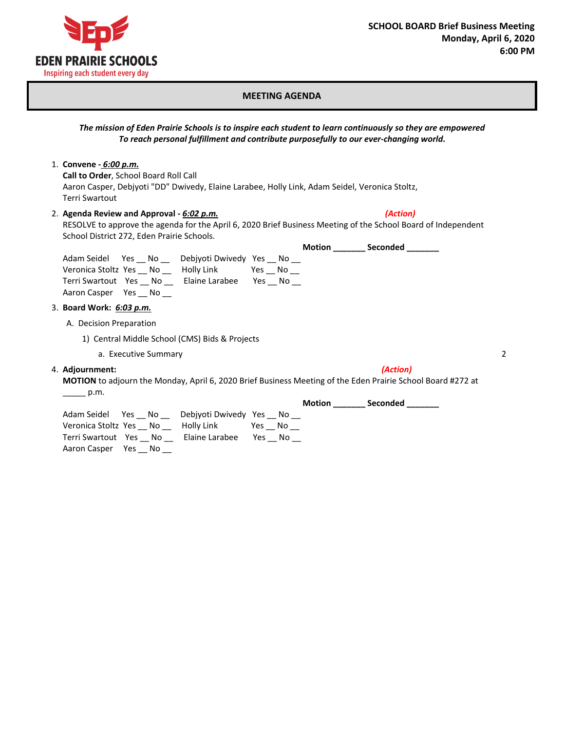**EDEN PRAIRIE SCHOOLS**
Inspiring each student every day

**SCHOOL BOARD Brief Business Meeting**
**Monday, April 6, 2020**
**6:00 PM**

## MEETING AGENDA

***The mission of Eden Prairie Schools is to inspire each student to learn continuously so they are empowered To reach personal fulfillment and contribute purposefully to our ever-changing world.***

1. **Convene -** ***6:00 p.m.***
   **Call to Order**, School Board Roll Call
   Aaron Casper, Debjyoti "DD" Dwivedy, Elaine Larabee, Holly Link, Adam Seidel, Veronica Stoltz, Terri Swartout

2. **Agenda Review and Approval -** ***6:02 p.m.*** *(Action)*
   RESOLVE to approve the agenda for the April 6, 2020 Brief Business Meeting of the School Board of Independent School District 272, Eden Prairie Schools.

   **Motion _______ Seconded _______**

   Adam Seidel Yes __ No __ Debjyoti Dwivedy Yes __ No __
   Veronica Stoltz Yes __ No __ Holly Link Yes __ No __
   Terri Swartout Yes __ No __ Elaine Larabee Yes __ No __
   Aaron Casper Yes __ No __

3. **Board Work:** ***6:03 p.m.***
   A. Decision Preparation
      1) Central Middle School (CMS) Bids & Projects
         a. Executive Summary 2

4. **Adjournment:** *(Action)*
   **MOTION** to adjourn the Monday, April 6, 2020 Brief Business Meeting of the Eden Prairie School Board #272 at _____ p.m.

   **Motion _______ Seconded _______**

   Adam Seidel Yes __ No __ Debjyoti Dwivedy Yes __ No __
   Veronica Stoltz Yes __ No __ Holly Link Yes __ No __
   Terri Swartout Yes __ No __ Elaine Larabee Yes __ No __
   Aaron Casper Yes __ No __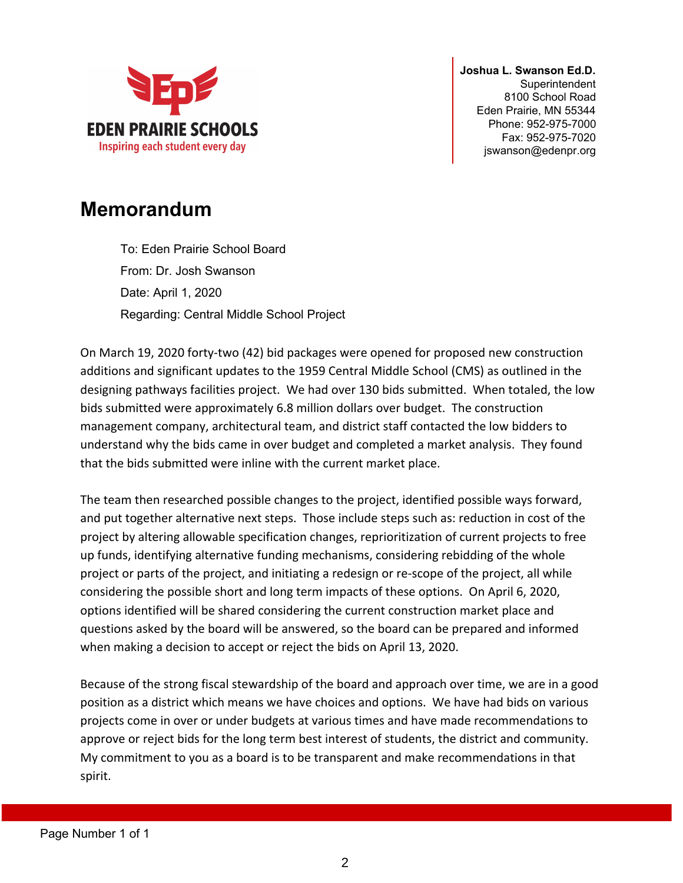**EDEN PRAIRIE SCHOOLS**
Inspiring each student every day

**Joshua L. Swanson Ed.D.**
Superintendent
8100 School Road
Eden Prairie, MN 55344
Phone: 952-975-7000
Fax: 952-975-7020
jswanson@edenpr.org

# Memorandum

To: Eden Prairie School Board
From: Dr. Josh Swanson
Date: April 1, 2020
Regarding: Central Middle School Project

On March 19, 2020 forty-two (42) bid packages were opened for proposed new construction additions and significant updates to the 1959 Central Middle School (CMS) as outlined in the designing pathways facilities project. We had over 130 bids submitted. When totaled, the low bids submitted were approximately 6.8 million dollars over budget. The construction management company, architectural team, and district staff contacted the low bidders to understand why the bids came in over budget and completed a market analysis. They found that the bids submitted were inline with the current market place.

The team then researched possible changes to the project, identified possible ways forward, and put together alternative next steps. Those include steps such as: reduction in cost of the project by altering allowable specification changes, reprioritization of current projects to free up funds, identifying alternative funding mechanisms, considering rebidding of the whole project or parts of the project, and initiating a redesign or re-scope of the project, all while considering the possible short and long term impacts of these options. On April 6, 2020, options identified will be shared considering the current construction market place and questions asked by the board will be answered, so the board can be prepared and informed when making a decision to accept or reject the bids on April 13, 2020.

Because of the strong fiscal stewardship of the board and approach over time, we are in a good position as a district which means we have choices and options. We have had bids on various projects come in over or under budgets at various times and have made recommendations to approve or reject bids for the long term best interest of students, the district and community. My commitment to you as a board is to be transparent and make recommendations in that spirit.